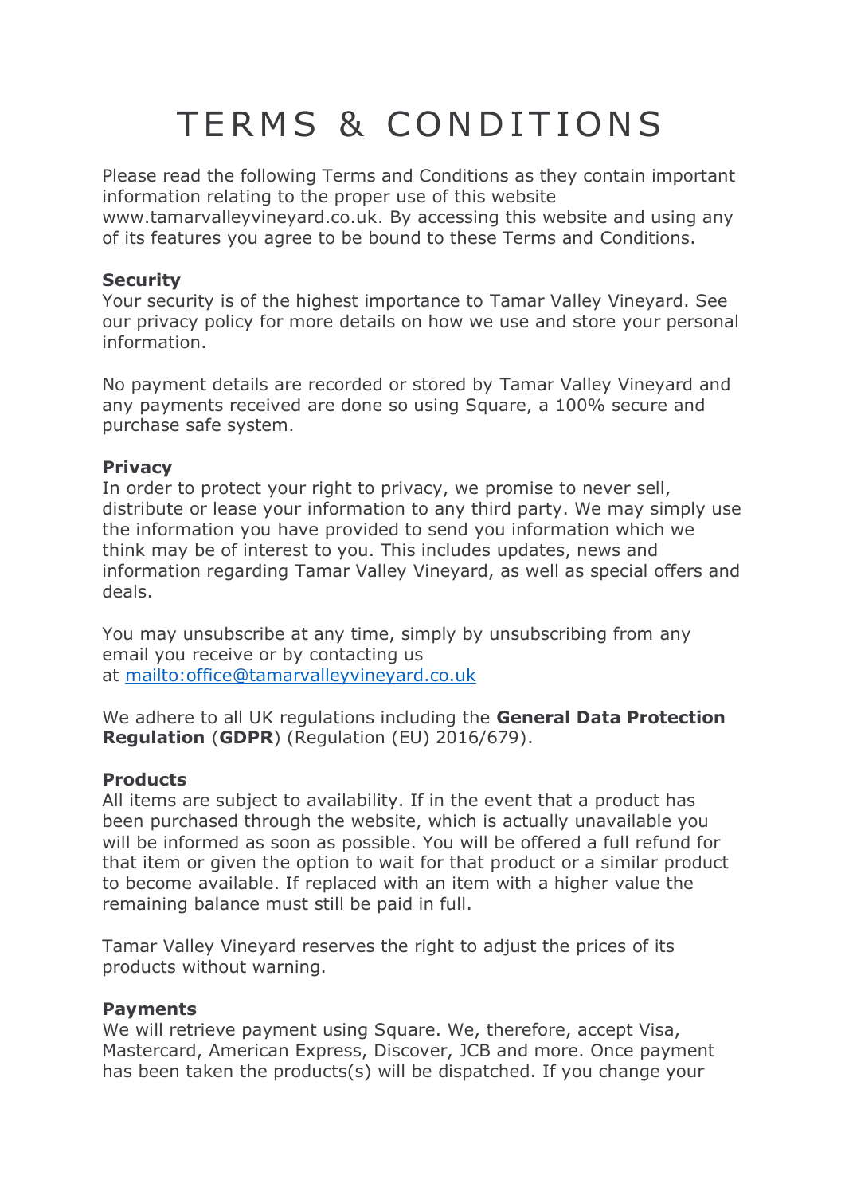# TERMS & CONDITIONS

Please read the following Terms and Conditions as they contain important information relating to the proper use of this website www.tamarvalleyvineyard.co.uk. By accessing this website and using any of its features you agree to be bound to these Terms and Conditions.

**Security**
Your security is of the highest importance to Tamar Valley Vineyard. See our privacy policy for more details on how we use and store your personal information.

No payment details are recorded or stored by Tamar Valley Vineyard and any payments received are done so using Square, a 100% secure and purchase safe system.

**Privacy**
In order to protect your right to privacy, we promise to never sell, distribute or lease your information to any third party. We may simply use the information you have provided to send you information which we think may be of interest to you. This includes updates, news and information regarding Tamar Valley Vineyard, as well as special offers and deals.

You may unsubscribe at any time, simply by unsubscribing from any email you receive or by contacting us at [mailto:office@tamarvalleyvineyard.co.uk](mailto:office@tamarvalleyvineyard.co.uk)

We adhere to all UK regulations including the **General Data Protection Regulation** (**GDPR**) (Regulation (EU) 2016/679).

**Products**
All items are subject to availability. If in the event that a product has been purchased through the website, which is actually unavailable you will be informed as soon as possible. You will be offered a full refund for that item or given the option to wait for that product or a similar product to become available. If replaced with an item with a higher value the remaining balance must still be paid in full.

Tamar Valley Vineyard reserves the right to adjust the prices of its products without warning.

**Payments**
We will retrieve payment using Square. We, therefore, accept Visa, Mastercard, American Express, Discover, JCB and more. Once payment has been taken the products(s) will be dispatched. If you change your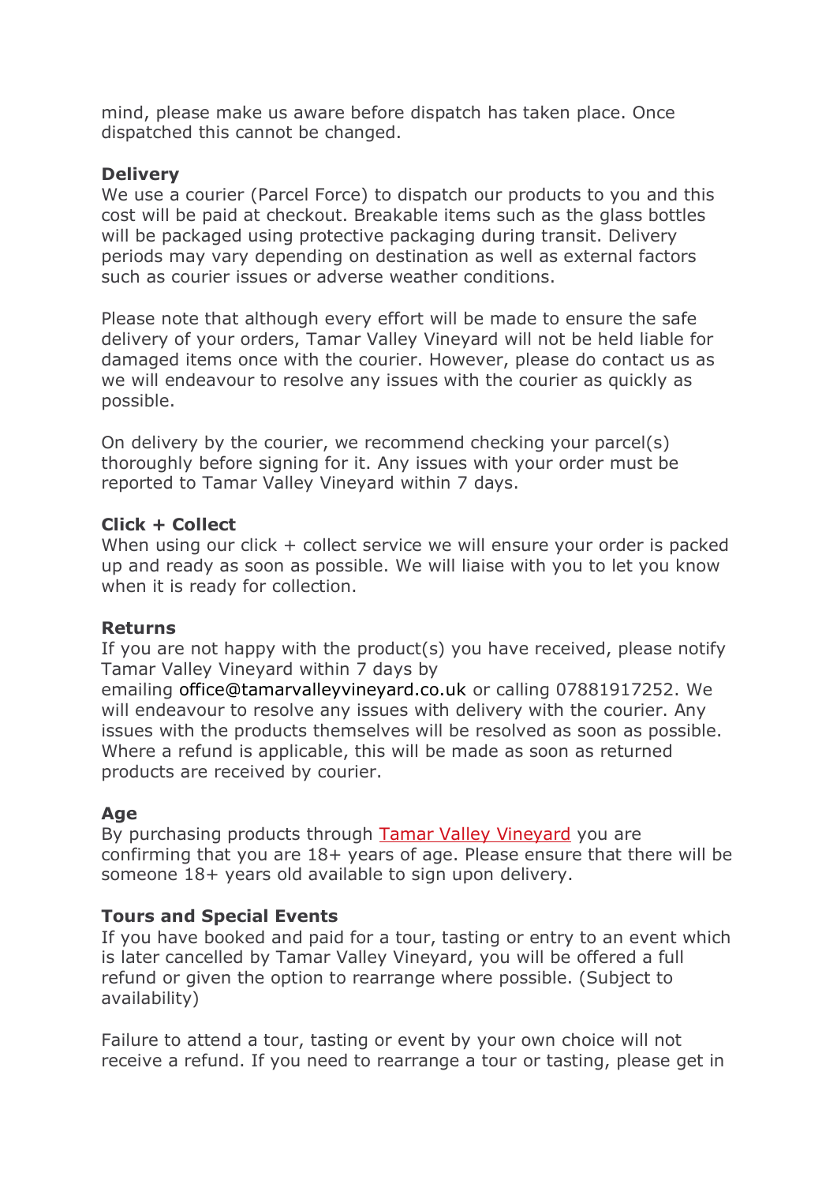mind, please make us aware before dispatch has taken place. Once dispatched this cannot be changed.

**Delivery**
We use a courier (Parcel Force) to dispatch our products to you and this cost will be paid at checkout. Breakable items such as the glass bottles will be packaged using protective packaging during transit. Delivery periods may vary depending on destination as well as external factors such as courier issues or adverse weather conditions.

Please note that although every effort will be made to ensure the safe delivery of your orders, Tamar Valley Vineyard will not be held liable for damaged items once with the courier. However, please do contact us as we will endeavour to resolve any issues with the courier as quickly as possible.

On delivery by the courier, we recommend checking your parcel(s) thoroughly before signing for it. Any issues with your order must be reported to Tamar Valley Vineyard within 7 days.

**Click + Collect**
When using our click + collect service we will ensure your order is packed up and ready as soon as possible. We will liaise with you to let you know when it is ready for collection.

**Returns**
If you are not happy with the product(s) you have received, please notify Tamar Valley Vineyard within 7 days by emailing office@tamarvalleyvineyard.co.uk or calling 07881917252. We will endeavour to resolve any issues with delivery with the courier. Any issues with the products themselves will be resolved as soon as possible. Where a refund is applicable, this will be made as soon as returned products are received by courier.

**Age**
By purchasing products through Tamar Valley Vineyard you are confirming that you are 18+ years of age. Please ensure that there will be someone 18+ years old available to sign upon delivery.

**Tours and Special Events**
If you have booked and paid for a tour, tasting or entry to an event which is later cancelled by Tamar Valley Vineyard, you will be offered a full refund or given the option to rearrange where possible. (Subject to availability)

Failure to attend a tour, tasting or event by your own choice will not receive a refund. If you need to rearrange a tour or tasting, please get in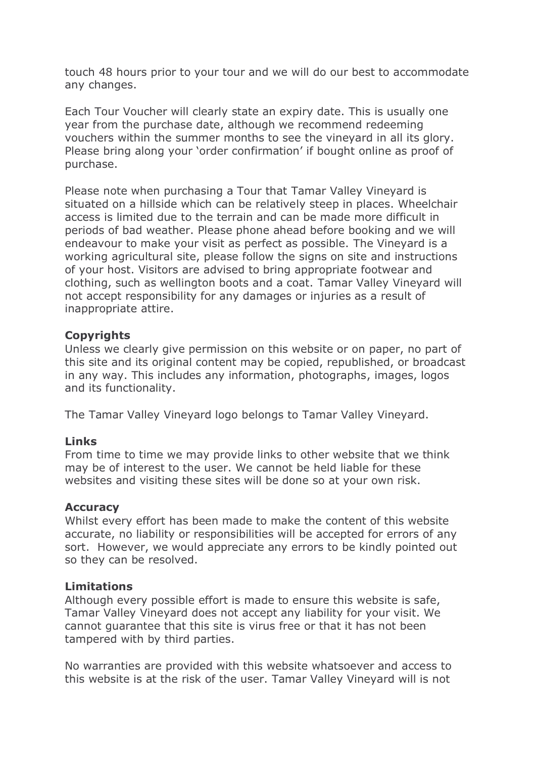touch 48 hours prior to your tour and we will do our best to accommodate any changes.

Each Tour Voucher will clearly state an expiry date. This is usually one year from the purchase date, although we recommend redeeming vouchers within the summer months to see the vineyard in all its glory. Please bring along your 'order confirmation' if bought online as proof of purchase.

Please note when purchasing a Tour that Tamar Valley Vineyard is situated on a hillside which can be relatively steep in places. Wheelchair access is limited due to the terrain and can be made more difficult in periods of bad weather. Please phone ahead before booking and we will endeavour to make your visit as perfect as possible. The Vineyard is a working agricultural site, please follow the signs on site and instructions of your host. Visitors are advised to bring appropriate footwear and clothing, such as wellington boots and a coat. Tamar Valley Vineyard will not accept responsibility for any damages or injuries as a result of inappropriate attire.

**Copyrights**

Unless we clearly give permission on this website or on paper, no part of this site and its original content may be copied, republished, or broadcast in any way. This includes any information, photographs, images, logos and its functionality.

The Tamar Valley Vineyard logo belongs to Tamar Valley Vineyard.

**Links**

From time to time we may provide links to other website that we think may be of interest to the user. We cannot be held liable for these websites and visiting these sites will be done so at your own risk.

**Accuracy**

Whilst every effort has been made to make the content of this website accurate, no liability or responsibilities will be accepted for errors of any sort. However, we would appreciate any errors to be kindly pointed out so they can be resolved.

**Limitations**

Although every possible effort is made to ensure this website is safe, Tamar Valley Vineyard does not accept any liability for your visit. We cannot guarantee that this site is virus free or that it has not been tampered with by third parties.

No warranties are provided with this website whatsoever and access to this website is at the risk of the user. Tamar Valley Vineyard will is not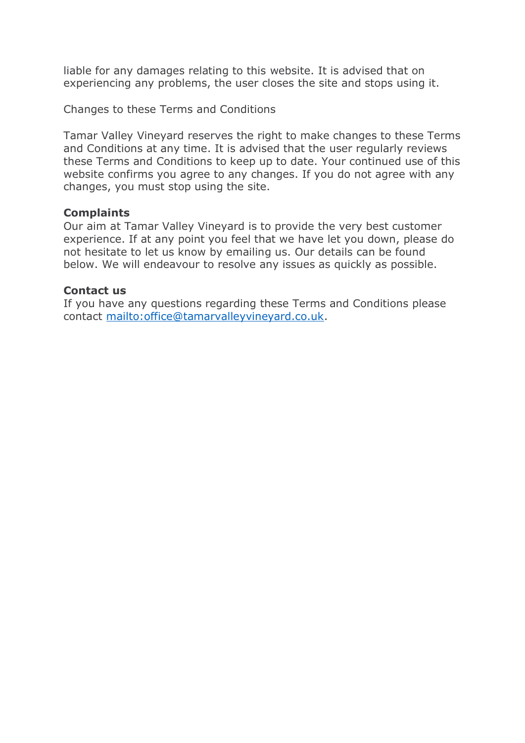liable for any damages relating to this website. It is advised that on experiencing any problems, the user closes the site and stops using it.

Changes to these Terms and Conditions

Tamar Valley Vineyard reserves the right to make changes to these Terms and Conditions at any time. It is advised that the user regularly reviews these Terms and Conditions to keep up to date. Your continued use of this website confirms you agree to any changes. If you do not agree with any changes, you must stop using the site.

**Complaints**
Our aim at Tamar Valley Vineyard is to provide the very best customer experience. If at any point you feel that we have let you down, please do not hesitate to let us know by emailing us. Our details can be found below. We will endeavour to resolve any issues as quickly as possible.

**Contact us**
If you have any questions regarding these Terms and Conditions please contact [mailto:office@tamarvalleyvineyard.co.uk](mailto:office@tamarvalleyvineyard.co.uk).